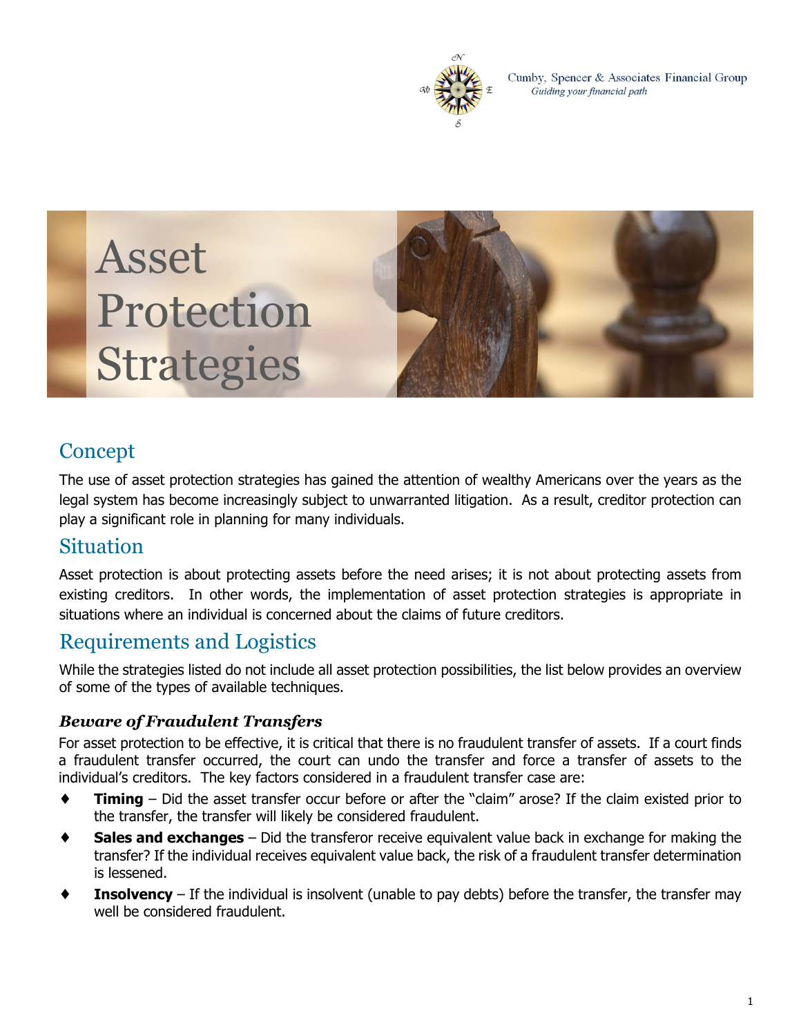Cumby, Spencer & Associates Financial Group
*Guiding your financial path*

# Asset Protection Strategies

## Concept

The use of asset protection strategies has gained the attention of wealthy Americans over the years as the legal system has become increasingly subject to unwarranted litigation. As a result, creditor protection can play a significant role in planning for many individuals.

## Situation

Asset protection is about protecting assets before the need arises; it is not about protecting assets from existing creditors. In other words, the implementation of asset protection strategies is appropriate in situations where an individual is concerned about the claims of future creditors.

## Requirements and Logistics

While the strategies listed do not include all asset protection possibilities, the list below provides an overview of some of the types of available techniques.

### *Beware of Fraudulent Transfers*

For asset protection to be effective, it is critical that there is no fraudulent transfer of assets. If a court finds a fraudulent transfer occurred, the court can undo the transfer and force a transfer of assets to the individual's creditors. The key factors considered in a fraudulent transfer case are:

- **Timing** – Did the asset transfer occur before or after the "claim" arose? If the claim existed prior to the transfer, the transfer will likely be considered fraudulent.
- **Sales and exchanges** – Did the transferor receive equivalent value back in exchange for making the transfer? If the individual receives equivalent value back, the risk of a fraudulent transfer determination is lessened.
- **Insolvency** – If the individual is insolvent (unable to pay debts) before the transfer, the transfer may well be considered fraudulent.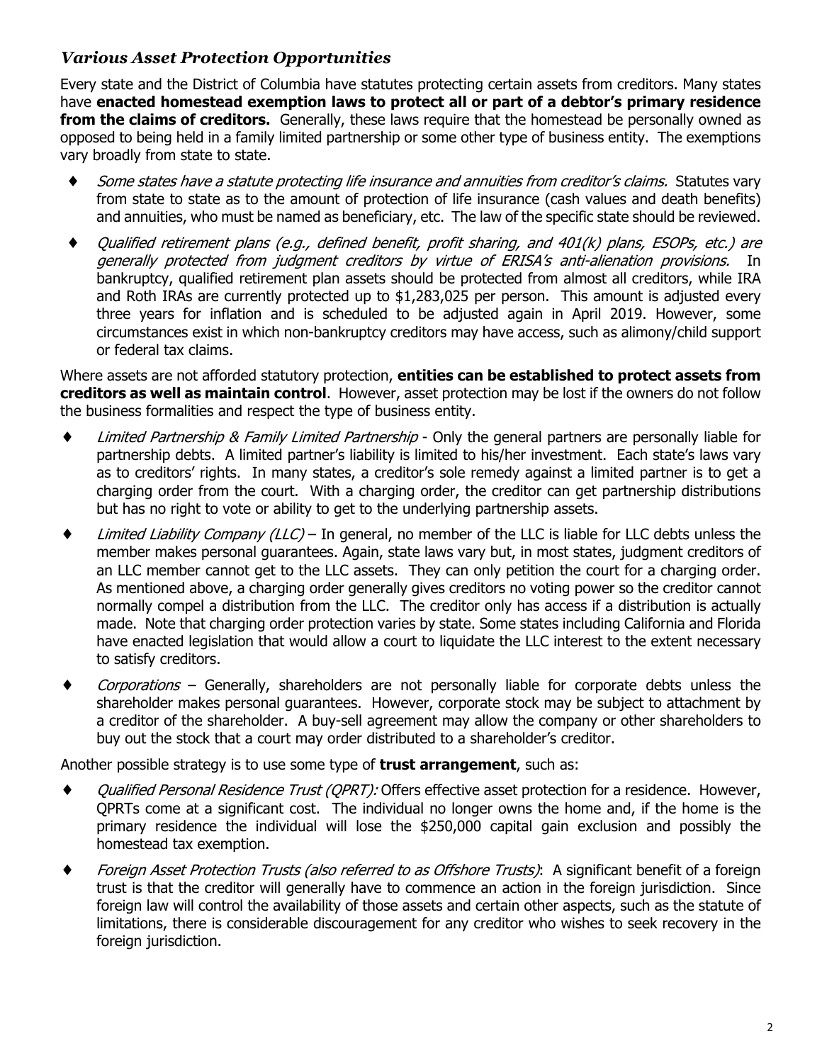## *Various Asset Protection Opportunities*

Every state and the District of Columbia have statutes protecting certain assets from creditors. Many states have **enacted homestead exemption laws to protect all or part of a debtor's primary residence from the claims of creditors.** Generally, these laws require that the homestead be personally owned as opposed to being held in a family limited partnership or some other type of business entity. The exemptions vary broadly from state to state.

- *Some states have a statute protecting life insurance and annuities from creditor's claims.* Statutes vary from state to state as to the amount of protection of life insurance (cash values and death benefits) and annuities, who must be named as beneficiary, etc. The law of the specific state should be reviewed.
- *Qualified retirement plans (e.g., defined benefit, profit sharing, and 401(k) plans, ESOPs, etc.) are generally protected from judgment creditors by virtue of ERISA's anti-alienation provisions.* In bankruptcy, qualified retirement plan assets should be protected from almost all creditors, while IRA and Roth IRAs are currently protected up to $1,283,025 per person. This amount is adjusted every three years for inflation and is scheduled to be adjusted again in April 2019. However, some circumstances exist in which non-bankruptcy creditors may have access, such as alimony/child support or federal tax claims.

Where assets are not afforded statutory protection, **entities can be established to protect assets from creditors as well as maintain control**. However, asset protection may be lost if the owners do not follow the business formalities and respect the type of business entity.

- *Limited Partnership & Family Limited Partnership* - Only the general partners are personally liable for partnership debts. A limited partner's liability is limited to his/her investment. Each state's laws vary as to creditors' rights. In many states, a creditor's sole remedy against a limited partner is to get a charging order from the court. With a charging order, the creditor can get partnership distributions but has no right to vote or ability to get to the underlying partnership assets.
- *Limited Liability Company (LLC)* – In general, no member of the LLC is liable for LLC debts unless the member makes personal guarantees. Again, state laws vary but, in most states, judgment creditors of an LLC member cannot get to the LLC assets. They can only petition the court for a charging order. As mentioned above, a charging order generally gives creditors no voting power so the creditor cannot normally compel a distribution from the LLC. The creditor only has access if a distribution is actually made. Note that charging order protection varies by state. Some states including California and Florida have enacted legislation that would allow a court to liquidate the LLC interest to the extent necessary to satisfy creditors.
- *Corporations* – Generally, shareholders are not personally liable for corporate debts unless the shareholder makes personal guarantees. However, corporate stock may be subject to attachment by a creditor of the shareholder. A buy-sell agreement may allow the company or other shareholders to buy out the stock that a court may order distributed to a shareholder's creditor.

Another possible strategy is to use some type of **trust arrangement**, such as:

- *Qualified Personal Residence Trust (QPRT):* Offers effective asset protection for a residence. However, QPRTs come at a significant cost. The individual no longer owns the home and, if the home is the primary residence the individual will lose the $250,000 capital gain exclusion and possibly the homestead tax exemption.
- *Foreign Asset Protection Trusts (also referred to as Offshore Trusts)*: A significant benefit of a foreign trust is that the creditor will generally have to commence an action in the foreign jurisdiction. Since foreign law will control the availability of those assets and certain other aspects, such as the statute of limitations, there is considerable discouragement for any creditor who wishes to seek recovery in the foreign jurisdiction.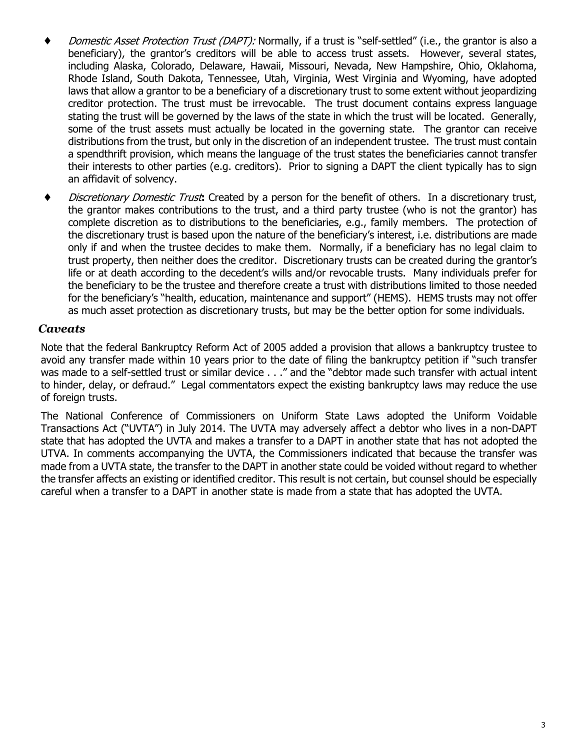- *Domestic Asset Protection Trust (DAPT):* Normally, if a trust is "self-settled" (i.e., the grantor is also a beneficiary), the grantor's creditors will be able to access trust assets. However, several states, including Alaska, Colorado, Delaware, Hawaii, Missouri, Nevada, New Hampshire, Ohio, Oklahoma, Rhode Island, South Dakota, Tennessee, Utah, Virginia, West Virginia and Wyoming, have adopted laws that allow a grantor to be a beneficiary of a discretionary trust to some extent without jeopardizing creditor protection. The trust must be irrevocable. The trust document contains express language stating the trust will be governed by the laws of the state in which the trust will be located. Generally, some of the trust assets must actually be located in the governing state. The grantor can receive distributions from the trust, but only in the discretion of an independent trustee. The trust must contain a spendthrift provision, which means the language of the trust states the beneficiaries cannot transfer their interests to other parties (e.g. creditors). Prior to signing a DAPT the client typically has to sign an affidavit of solvency.
- *Discretionary Domestic Trust***:** Created by a person for the benefit of others. In a discretionary trust, the grantor makes contributions to the trust, and a third party trustee (who is not the grantor) has complete discretion as to distributions to the beneficiaries, e.g., family members. The protection of the discretionary trust is based upon the nature of the beneficiary's interest, i.e. distributions are made only if and when the trustee decides to make them. Normally, if a beneficiary has no legal claim to trust property, then neither does the creditor. Discretionary trusts can be created during the grantor's life or at death according to the decedent's wills and/or revocable trusts. Many individuals prefer for the beneficiary to be the trustee and therefore create a trust with distributions limited to those needed for the beneficiary's "health, education, maintenance and support" (HEMS). HEMS trusts may not offer as much asset protection as discretionary trusts, but may be the better option for some individuals.

## *Caveats*

Note that the federal Bankruptcy Reform Act of 2005 added a provision that allows a bankruptcy trustee to avoid any transfer made within 10 years prior to the date of filing the bankruptcy petition if "such transfer was made to a self-settled trust or similar device . . ." and the "debtor made such transfer with actual intent to hinder, delay, or defraud." Legal commentators expect the existing bankruptcy laws may reduce the use of foreign trusts.

The National Conference of Commissioners on Uniform State Laws adopted the Uniform Voidable Transactions Act ("UVTA") in July 2014. The UVTA may adversely affect a debtor who lives in a non-DAPT state that has adopted the UVTA and makes a transfer to a DAPT in another state that has not adopted the UTVA. In comments accompanying the UVTA, the Commissioners indicated that because the transfer was made from a UVTA state, the transfer to the DAPT in another state could be voided without regard to whether the transfer affects an existing or identified creditor. This result is not certain, but counsel should be especially careful when a transfer to a DAPT in another state is made from a state that has adopted the UVTA.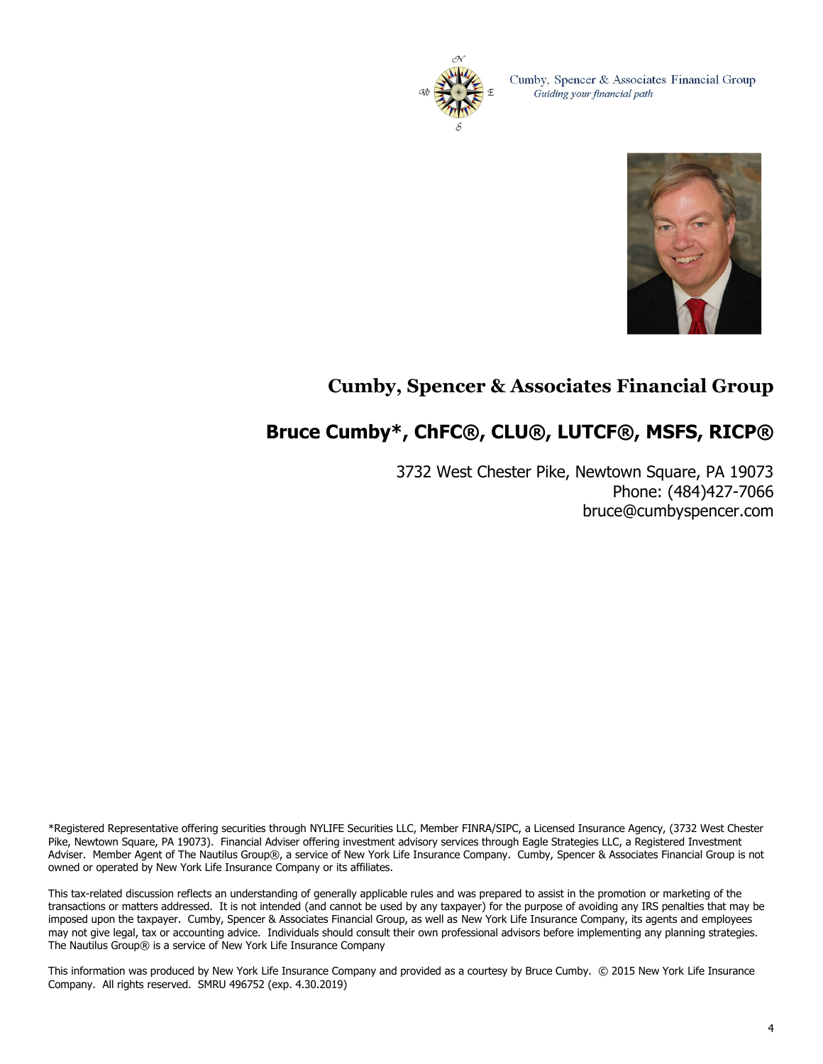Cumby, Spencer & Associates Financial Group
*Guiding your financial path*

## Cumby, Spencer & Associates Financial Group

## Bruce Cumby*, ChFC®, CLU®, LUTCF®, MSFS, RICP®

3732 West Chester Pike, Newtown Square, PA 19073
Phone: (484)427-7066
bruce@cumbyspencer.com

*Registered Representative offering securities through NYLIFE Securities LLC, Member FINRA/SIPC, a Licensed Insurance Agency, (3732 West Chester Pike, Newtown Square, PA 19073). Financial Adviser offering investment advisory services through Eagle Strategies LLC, a Registered Investment Adviser. Member Agent of The Nautilus Group®, a service of New York Life Insurance Company. Cumby, Spencer & Associates Financial Group is not owned or operated by New York Life Insurance Company or its affiliates.

This tax-related discussion reflects an understanding of generally applicable rules and was prepared to assist in the promotion or marketing of the transactions or matters addressed. It is not intended (and cannot be used by any taxpayer) for the purpose of avoiding any IRS penalties that may be imposed upon the taxpayer. Cumby, Spencer & Associates Financial Group, as well as New York Life Insurance Company, its agents and employees may not give legal, tax or accounting advice. Individuals should consult their own professional advisors before implementing any planning strategies. The Nautilus Group® is a service of New York Life Insurance Company

This information was produced by New York Life Insurance Company and provided as a courtesy by Bruce Cumby. © 2015 New York Life Insurance Company. All rights reserved. SMRU 496752 (exp. 4.30.2019)